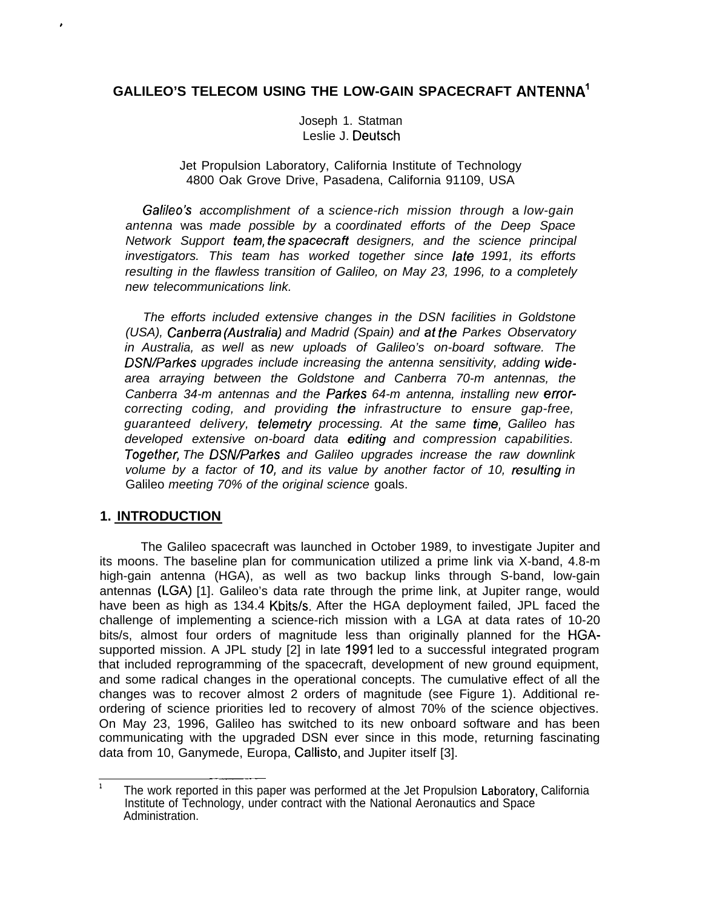# GALILEO'S TELECOM USING THE LOW-GAIN SPACECRAFT ANTENNA[1]

Joseph 1. Statman
Leslie J. Deutsch

Jet Propulsion Laboratory, California Institute of Technology
4800 Oak Grove Drive, Pasadena, California 91109, USA

*Galileo's accomplishment of a science-rich mission through a low-gain antenna was made possible by a coordinated efforts of the Deep Space Network Support team, the spacecraft designers, and the science principal investigators. This team has worked together since late 1991, its efforts resulting in the flawless transition of Galileo, on May 23, 1996, to a completely new telecommunications link.*

*The efforts included extensive changes in the DSN facilities in Goldstone (USA), Canberra (Australia) and Madrid (Spain) and at the Parkes Observatory in Australia, as well as new uploads of Galileo's on-board software. The DSN/Parkes upgrades include increasing the antenna sensitivity, adding wide-area arraying between the Goldstone and Canberra 70-m antennas, the Canberra 34-m antennas and the Parkes 64-m antenna, installing new error-correcting coding, and providing the infrastructure to ensure gap-free, guaranteed delivery, telemetry processing. At the same time, Galileo has developed extensive on-board data editing and compression capabilities. Together, The DSN/Parkes and Galileo upgrades increase the raw downlink volume by a factor of 10, and its value by another factor of 10, resulting in Galileo meeting 70% of the original science goals.*

## 1. INTRODUCTION

The Galileo spacecraft was launched in October 1989, to investigate Jupiter and its moons. The baseline plan for communication utilized a prime link via X-band, 4.8-m high-gain antenna (HGA), as well as two backup links through S-band, low-gain antennas (LGA) [1]. Galileo's data rate through the prime link, at Jupiter range, would have been as high as 134.4 Kbits/s. After the HGA deployment failed, JPL faced the challenge of implementing a science-rich mission with a LGA at data rates of 10-20 bits/s, almost four orders of magnitude less than originally planned for the HGA-supported mission. A JPL study [2] in late 1991 led to a successful integrated program that included reprogramming of the spacecraft, development of new ground equipment, and some radical changes in the operational concepts. The cumulative effect of all the changes was to recover almost 2 orders of magnitude (see Figure 1). Additional re-ordering of science priorities led to recovery of almost 70% of the science objectives. On May 23, 1996, Galileo has switched to its new onboard software and has been communicating with the upgraded DSN ever since in this mode, returning fascinating data from 10, Ganymede, Europa, Callisto, and Jupiter itself [3].

---

[1] The work reported in this paper was performed at the Jet Propulsion Laboratory, California Institute of Technology, under contract with the National Aeronautics and Space Administration.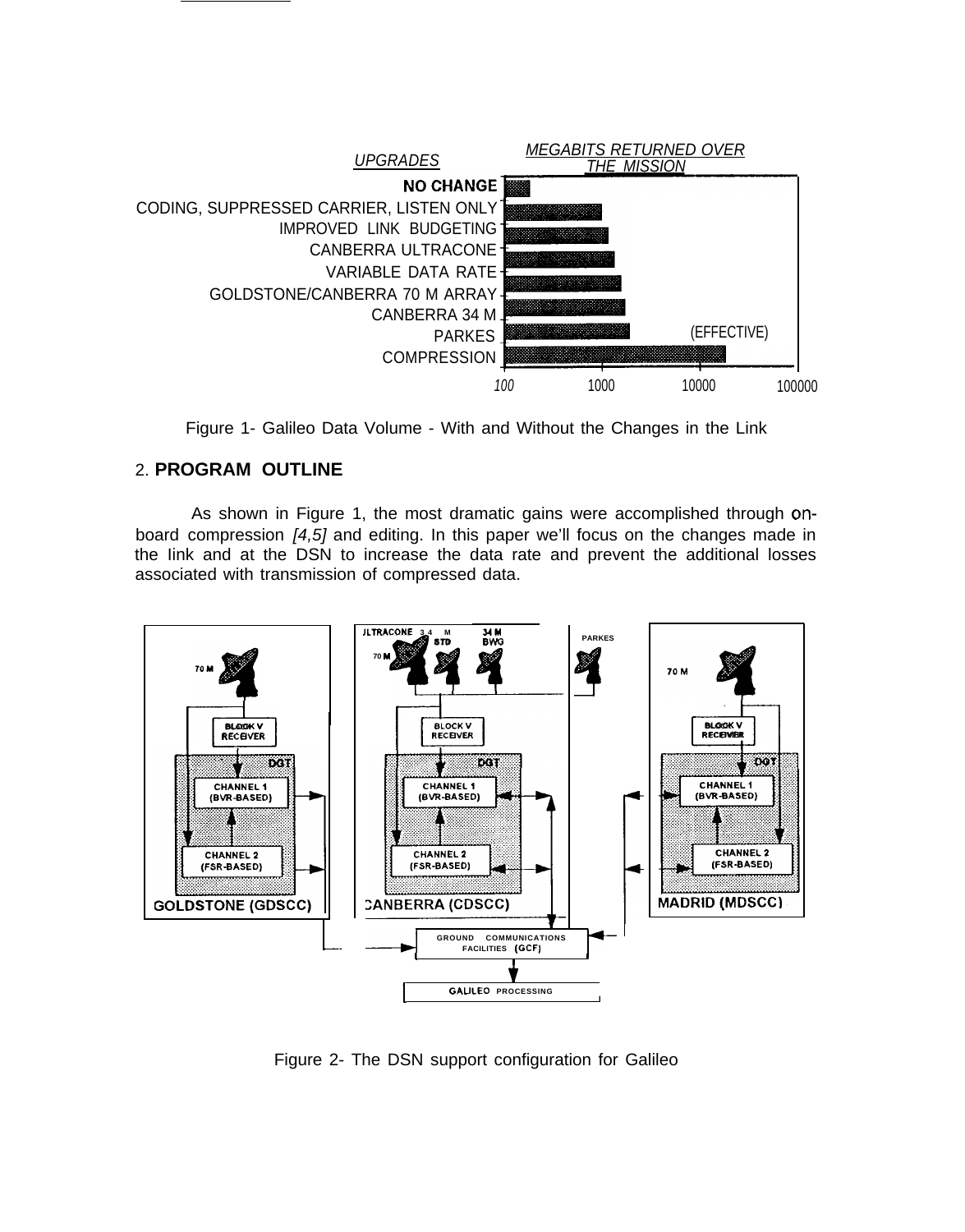Figure 1- Galileo Data Volume - With and Without the Changes in the Link

## 2. PROGRAM OUTLINE

As shown in Figure 1, the most dramatic gains were accomplished through on-board compression *[4,5]* and editing. In this paper we'll focus on the changes made in the link and at the DSN to increase the data rate and prevent the additional losses associated with transmission of compressed data.

Figure 2- The DSN support configuration for Galileo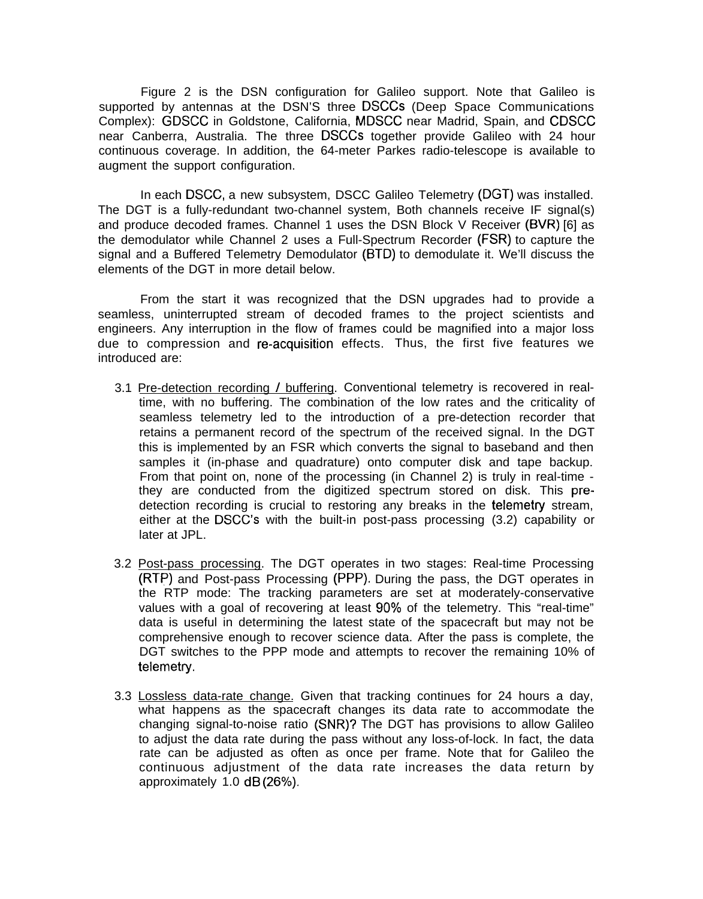Figure 2 is the DSN configuration for Galileo support. Note that Galileo is supported by antennas at the DSN'S three DSCCs (Deep Space Communications Complex): GDSCC in Goldstone, California, MDSCC near Madrid, Spain, and CDSCC near Canberra, Australia. The three DSCCs together provide Galileo with 24 hour continuous coverage. In addition, the 64-meter Parkes radio-telescope is available to augment the support configuration.

In each DSCC, a new subsystem, DSCC Galileo Telemetry (DGT) was installed. The DGT is a fully-redundant two-channel system, Both channels receive IF signal(s) and produce decoded frames. Channel 1 uses the DSN Block V Receiver (BVR) [6] as the demodulator while Channel 2 uses a Full-Spectrum Recorder (FSR) to capture the signal and a Buffered Telemetry Demodulator (BTD) to demodulate it. We'll discuss the elements of the DGT in more detail below.

From the start it was recognized that the DSN upgrades had to provide a seamless, uninterrupted stream of decoded frames to the project scientists and engineers. Any interruption in the flow of frames could be magnified into a major loss due to compression and re-acquisition effects. Thus, the first five features we introduced are:

3.1 Pre-detection recording / buffering. Conventional telemetry is recovered in real-time, with no buffering. The combination of the low rates and the criticality of seamless telemetry led to the introduction of a pre-detection recorder that retains a permanent record of the spectrum of the received signal. In the DGT this is implemented by an FSR which converts the signal to baseband and then samples it (in-phase and quadrature) onto computer disk and tape backup. From that point on, none of the processing (in Channel 2) is truly in real-time - they are conducted from the digitized spectrum stored on disk. This pre-detection recording is crucial to restoring any breaks in the telemetry stream, either at the DSCC's with the built-in post-pass processing (3.2) capability or later at JPL.

3.2 Post-pass processing. The DGT operates in two stages: Real-time Processing (RTP) and Post-pass Processing (PPP). During the pass, the DGT operates in the RTP mode: The tracking parameters are set at moderately-conservative values with a goal of recovering at least 90% of the telemetry. This "real-time" data is useful in determining the latest state of the spacecraft but may not be comprehensive enough to recover science data. After the pass is complete, the DGT switches to the PPP mode and attempts to recover the remaining 10% of telemetry.

3.3 Lossless data-rate change. Given that tracking continues for 24 hours a day, what happens as the spacecraft changes its data rate to accommodate the changing signal-to-noise ratio (SNR)? The DGT has provisions to allow Galileo to adjust the data rate during the pass without any loss-of-lock. In fact, the data rate can be adjusted as often as once per frame. Note that for Galileo the continuous adjustment of the data rate increases the data return by approximately 1.0 dB (26%).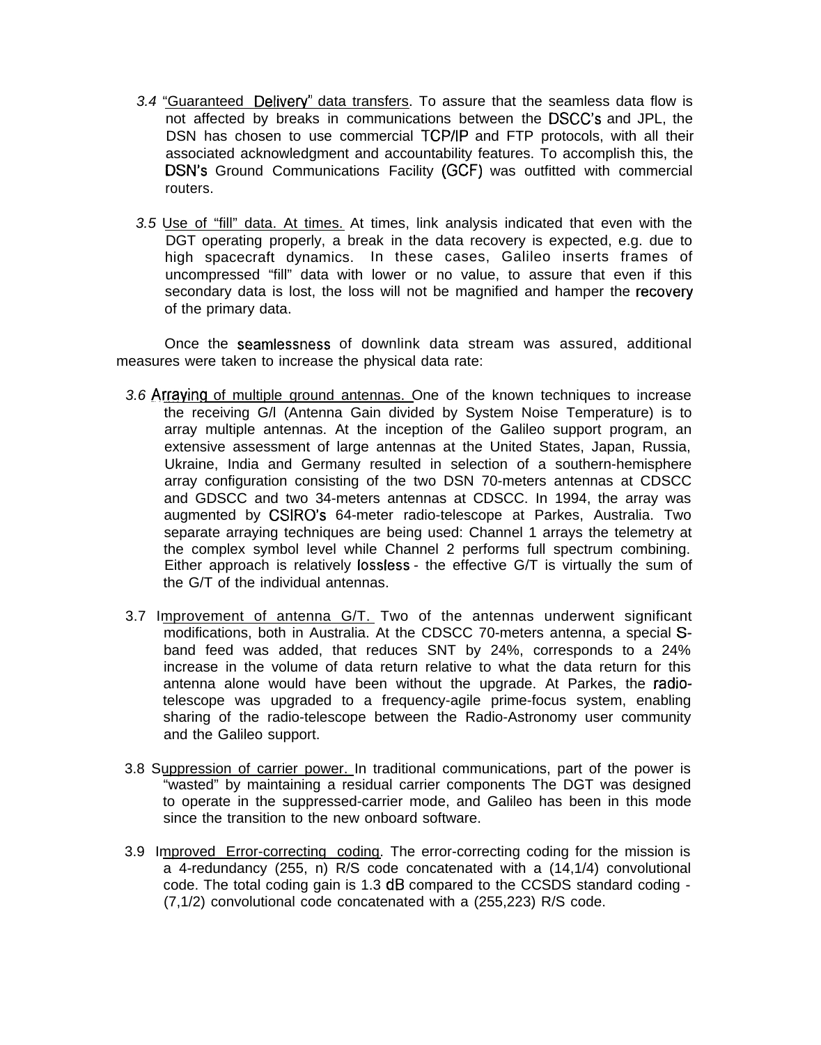3.4 "Guaranteed Delivery" data transfers. To assure that the seamless data flow is not affected by breaks in communications between the DSCC's and JPL, the DSN has chosen to use commercial TCP/IP and FTP protocols, with all their associated acknowledgment and accountability features. To accomplish this, the DSN's Ground Communications Facility (GCF) was outfitted with commercial routers.

3.5 Use of "fill" data. At times. At times, link analysis indicated that even with the DGT operating properly, a break in the data recovery is expected, e.g. due to high spacecraft dynamics. In these cases, Galileo inserts frames of uncompressed "fill" data with lower or no value, to assure that even if this secondary data is lost, the loss will not be magnified and hamper the recovery of the primary data.

Once the seamlessness of downlink data stream was assured, additional measures were taken to increase the physical data rate:

3.6 Arraying of multiple ground antennas. One of the known techniques to increase the receiving G/l (Antenna Gain divided by System Noise Temperature) is to array multiple antennas. At the inception of the Galileo support program, an extensive assessment of large antennas at the United States, Japan, Russia, Ukraine, India and Germany resulted in selection of a southern-hemisphere array configuration consisting of the two DSN 70-meters antennas at CDSCC and GDSCC and two 34-meters antennas at CDSCC. In 1994, the array was augmented by CSIRO's 64-meter radio-telescope at Parkes, Australia. Two separate arraying techniques are being used: Channel 1 arrays the telemetry at the complex symbol level while Channel 2 performs full spectrum combining. Either approach is relatively lossless - the effective G/T is virtually the sum of the G/T of the individual antennas.

3.7 Improvement of antenna G/T. Two of the antennas underwent significant modifications, both in Australia. At the CDSCC 70-meters antenna, a special S-band feed was added, that reduces SNT by 24%, corresponds to a 24% increase in the volume of data return relative to what the data return for this antenna alone would have been without the upgrade. At Parkes, the radio-telescope was upgraded to a frequency-agile prime-focus system, enabling sharing of the radio-telescope between the Radio-Astronomy user community and the Galileo support.

3.8 Suppression of carrier power. In traditional communications, part of the power is "wasted" by maintaining a residual carrier components The DGT was designed to operate in the suppressed-carrier mode, and Galileo has been in this mode since the transition to the new onboard software.

3.9 Improved Error-correcting coding. The error-correcting coding for the mission is a 4-redundancy (255, n) R/S code concatenated with a (14,1/4) convolutional code. The total coding gain is 1.3 dB compared to the CCSDS standard coding - (7,1/2) convolutional code concatenated with a (255,223) R/S code.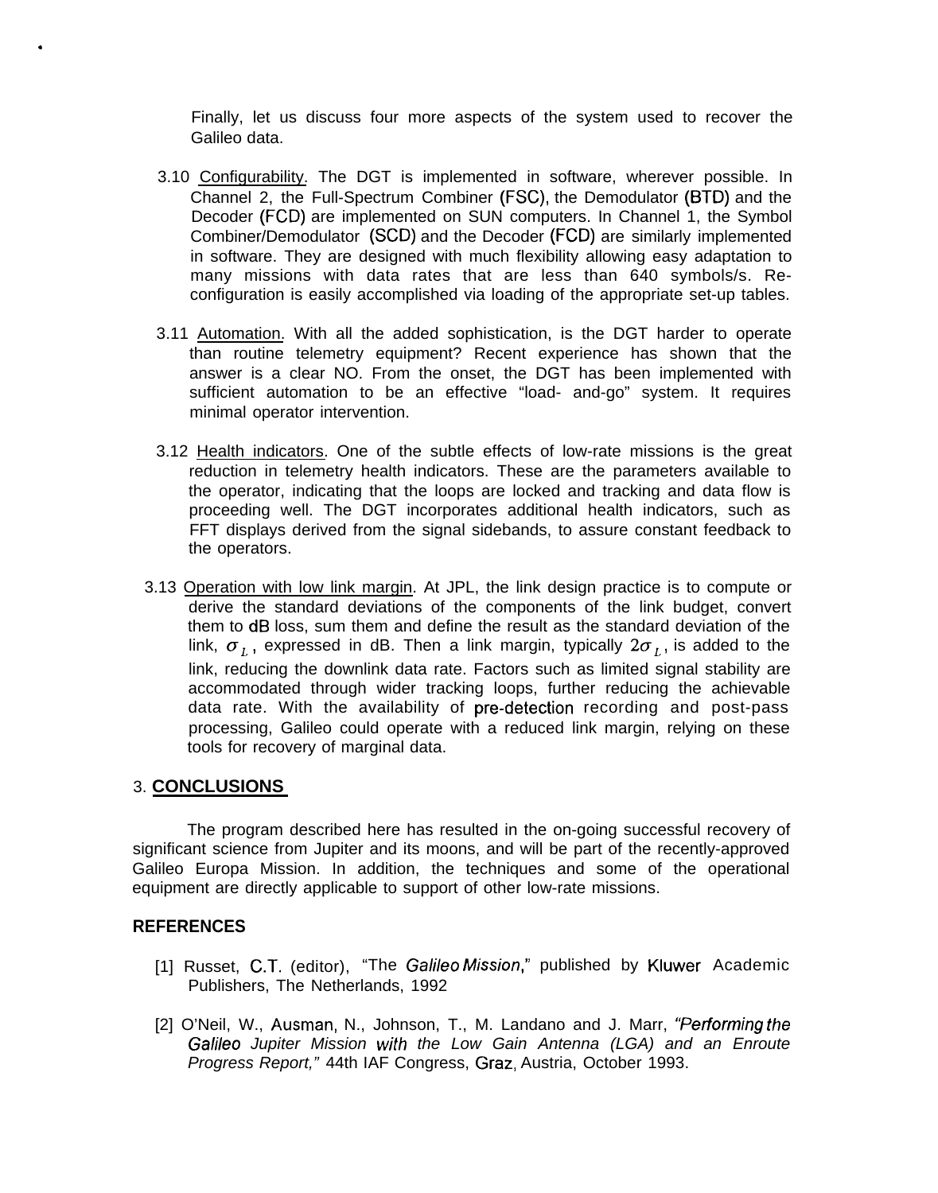Finally, let us discuss four more aspects of the system used to recover the Galileo data.

3.10 Configurability. The DGT is implemented in software, wherever possible. In Channel 2, the Full-Spectrum Combiner (FSC), the Demodulator (BTD) and the Decoder (FCD) are implemented on SUN computers. In Channel 1, the Symbol Combiner/Demodulator (SCD) and the Decoder (FCD) are similarly implemented in software. They are designed with much flexibility allowing easy adaptation to many missions with data rates that are less than 640 symbols/s. Re-configuration is easily accomplished via loading of the appropriate set-up tables.

3.11 Automation. With all the added sophistication, is the DGT harder to operate than routine telemetry equipment? Recent experience has shown that the answer is a clear NO. From the onset, the DGT has been implemented with sufficient automation to be an effective "load- and-go" system. It requires minimal operator intervention.

3.12 Health indicators. One of the subtle effects of low-rate missions is the great reduction in telemetry health indicators. These are the parameters available to the operator, indicating that the loops are locked and tracking and data flow is proceeding well. The DGT incorporates additional health indicators, such as FFT displays derived from the signal sidebands, to assure constant feedback to the operators.

3.13 Operation with low link margin. At JPL, the link design practice is to compute or derive the standard deviations of the components of the link budget, convert them to dB loss, sum them and define the result as the standard deviation of the link, $\sigma_L$, expressed in dB. Then a link margin, typically $2\sigma_L$, is added to the link, reducing the downlink data rate. Factors such as limited signal stability are accommodated through wider tracking loops, further reducing the achievable data rate. With the availability of pre-detection recording and post-pass processing, Galileo could operate with a reduced link margin, relying on these tools for recovery of marginal data.

## 3. CONCLUSIONS

The program described here has resulted in the on-going successful recovery of significant science from Jupiter and its moons, and will be part of the recently-approved Galileo Europa Mission. In addition, the techniques and some of the operational equipment are directly applicable to support of other low-rate missions.

## REFERENCES

[1] Russet, C.T. (editor), "The *Galileo Mission*," published by Kluwer Academic Publishers, The Netherlands, 1992

[2] O'Neil, W., Ausman, N., Johnson, T., M. Landano and J. Marr, *"Performing the Galileo Jupiter Mission with the Low Gain Antenna (LGA) and an Enroute Progress Report,"* 44th IAF Congress, Graz, Austria, October 1993.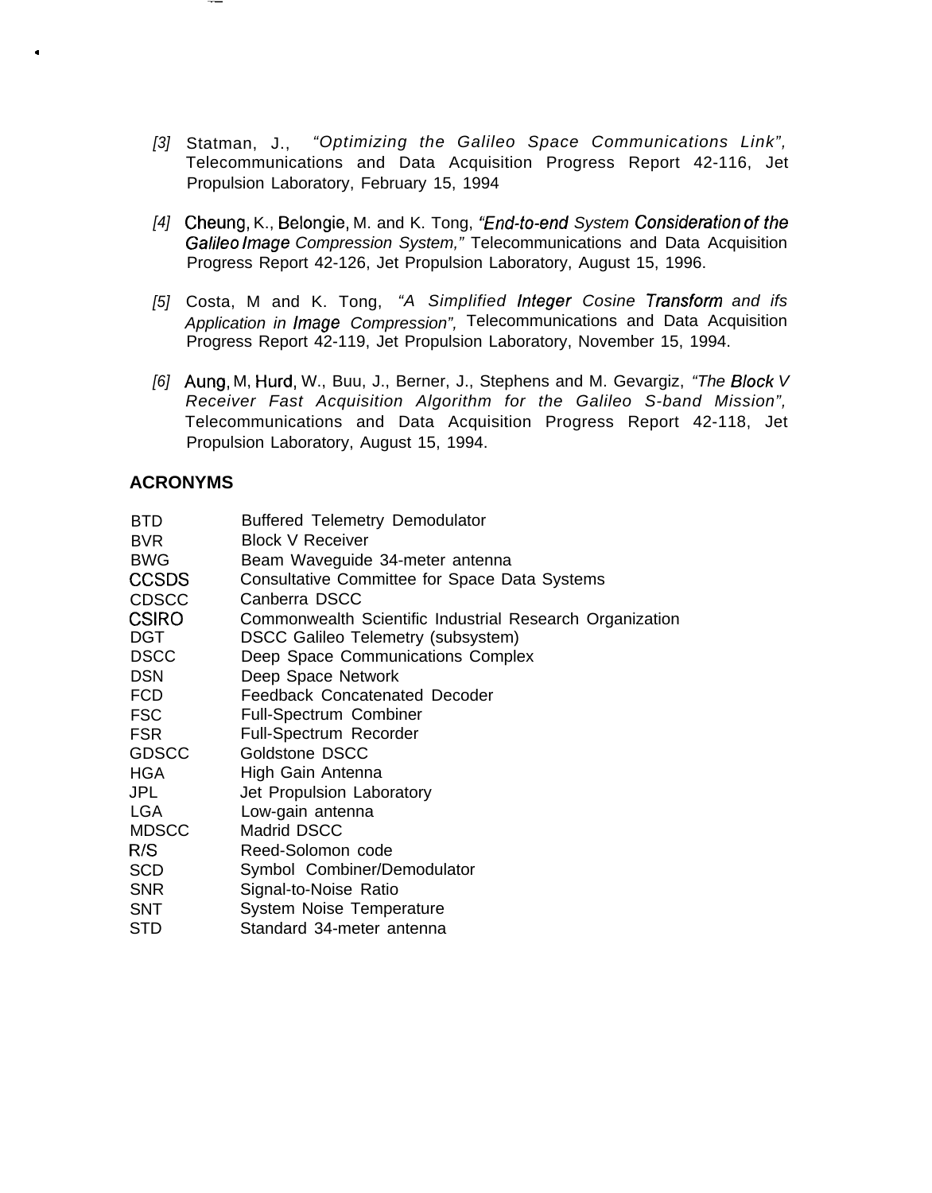[3] Statman, J., *"Optimizing the Galileo Space Communications Link",* Telecommunications and Data Acquisition Progress Report 42-116, Jet Propulsion Laboratory, February 15, 1994

[4] Cheung, K., Belongie, M. and K. Tong, *"End-to-end System Consideration of the Galileo Image Compression System,"* Telecommunications and Data Acquisition Progress Report 42-126, Jet Propulsion Laboratory, August 15, 1996.

[5] Costa, M and K. Tong, *"A Simplified Integer Cosine Transform and ifs Application in Image Compression",* Telecommunications and Data Acquisition Progress Report 42-119, Jet Propulsion Laboratory, November 15, 1994.

[6] Aung, M, Hurd, W., Buu, J., Berner, J., Stephens and M. Gevargiz, *"The Block V Receiver Fast Acquisition Algorithm for the Galileo S-band Mission",* Telecommunications and Data Acquisition Progress Report 42-118, Jet Propulsion Laboratory, August 15, 1994.

## ACRONYMS

| | |
|---|---|
| BTD | Buffered Telemetry Demodulator |
| BVR | Block V Receiver |
| BWG | Beam Waveguide 34-meter antenna |
| CCSDS | Consultative Committee for Space Data Systems |
| CDSCC | Canberra DSCC |
| CSIRO | Commonwealth Scientific Industrial Research Organization |
| DGT | DSCC Galileo Telemetry (subsystem) |
| DSCC | Deep Space Communications Complex |
| DSN | Deep Space Network |
| FCD | Feedback Concatenated Decoder |
| FSC | Full-Spectrum Combiner |
| FSR | Full-Spectrum Recorder |
| GDSCC | Goldstone DSCC |
| HGA | High Gain Antenna |
| JPL | Jet Propulsion Laboratory |
| LGA | Low-gain antenna |
| MDSCC | Madrid DSCC |
| R/S | Reed-Solomon code |
| SCD | Symbol Combiner/Demodulator |
| SNR | Signal-to-Noise Ratio |
| SNT | System Noise Temperature |
| STD | Standard 34-meter antenna |